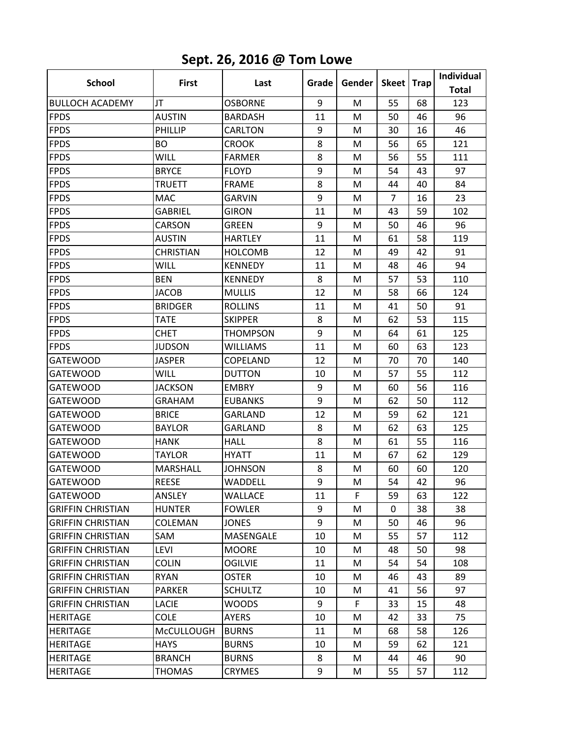# Sept. 26, 2016 @ Tom Lowe

| School | First | Last | Grade | Gender | Skeet | Trap | Individual Total |
|---|---|---|---|---|---|---|---|
| BULLOCH ACADEMY | JT | OSBORNE | 9 | M | 55 | 68 | 123 |
| FPDS | AUSTIN | BARDASH | 11 | M | 50 | 46 | 96 |
| FPDS | PHILLIP | CARLTON | 9 | M | 30 | 16 | 46 |
| FPDS | BO | CROOK | 8 | M | 56 | 65 | 121 |
| FPDS | WILL | FARMER | 8 | M | 56 | 55 | 111 |
| FPDS | BRYCE | FLOYD | 9 | M | 54 | 43 | 97 |
| FPDS | TRUETT | FRAME | 8 | M | 44 | 40 | 84 |
| FPDS | MAC | GARVIN | 9 | M | 7 | 16 | 23 |
| FPDS | GABRIEL | GIRON | 11 | M | 43 | 59 | 102 |
| FPDS | CARSON | GREEN | 9 | M | 50 | 46 | 96 |
| FPDS | AUSTIN | HARTLEY | 11 | M | 61 | 58 | 119 |
| FPDS | CHRISTIAN | HOLCOMB | 12 | M | 49 | 42 | 91 |
| FPDS | WILL | KENNEDY | 11 | M | 48 | 46 | 94 |
| FPDS | BEN | KENNEDY | 8 | M | 57 | 53 | 110 |
| FPDS | JACOB | MULLIS | 12 | M | 58 | 66 | 124 |
| FPDS | BRIDGER | ROLLINS | 11 | M | 41 | 50 | 91 |
| FPDS | TATE | SKIPPER | 8 | M | 62 | 53 | 115 |
| FPDS | CHET | THOMPSON | 9 | M | 64 | 61 | 125 |
| FPDS | JUDSON | WILLIAMS | 11 | M | 60 | 63 | 123 |
| GATEWOOD | JASPER | COPELAND | 12 | M | 70 | 70 | 140 |
| GATEWOOD | WILL | DUTTON | 10 | M | 57 | 55 | 112 |
| GATEWOOD | JACKSON | EMBRY | 9 | M | 60 | 56 | 116 |
| GATEWOOD | GRAHAM | EUBANKS | 9 | M | 62 | 50 | 112 |
| GATEWOOD | BRICE | GARLAND | 12 | M | 59 | 62 | 121 |
| GATEWOOD | BAYLOR | GARLAND | 8 | M | 62 | 63 | 125 |
| GATEWOOD | HANK | HALL | 8 | M | 61 | 55 | 116 |
| GATEWOOD | TAYLOR | HYATT | 11 | M | 67 | 62 | 129 |
| GATEWOOD | MARSHALL | JOHNSON | 8 | M | 60 | 60 | 120 |
| GATEWOOD | REESE | WADDELL | 9 | M | 54 | 42 | 96 |
| GATEWOOD | ANSLEY | WALLACE | 11 | F | 59 | 63 | 122 |
| GRIFFIN CHRISTIAN | HUNTER | FOWLER | 9 | M | 0 | 38 | 38 |
| GRIFFIN CHRISTIAN | COLEMAN | JONES | 9 | M | 50 | 46 | 96 |
| GRIFFIN CHRISTIAN | SAM | MASENGALE | 10 | M | 55 | 57 | 112 |
| GRIFFIN CHRISTIAN | LEVI | MOORE | 10 | M | 48 | 50 | 98 |
| GRIFFIN CHRISTIAN | COLIN | OGILVIE | 11 | M | 54 | 54 | 108 |
| GRIFFIN CHRISTIAN | RYAN | OSTER | 10 | M | 46 | 43 | 89 |
| GRIFFIN CHRISTIAN | PARKER | SCHULTZ | 10 | M | 41 | 56 | 97 |
| GRIFFIN CHRISTIAN | LACIE | WOODS | 9 | F | 33 | 15 | 48 |
| HERITAGE | COLE | AYERS | 10 | M | 42 | 33 | 75 |
| HERITAGE | McCULLOUGH | BURNS | 11 | M | 68 | 58 | 126 |
| HERITAGE | HAYS | BURNS | 10 | M | 59 | 62 | 121 |
| HERITAGE | BRANCH | BURNS | 8 | M | 44 | 46 | 90 |
| HERITAGE | THOMAS | CRYMES | 9 | M | 55 | 57 | 112 |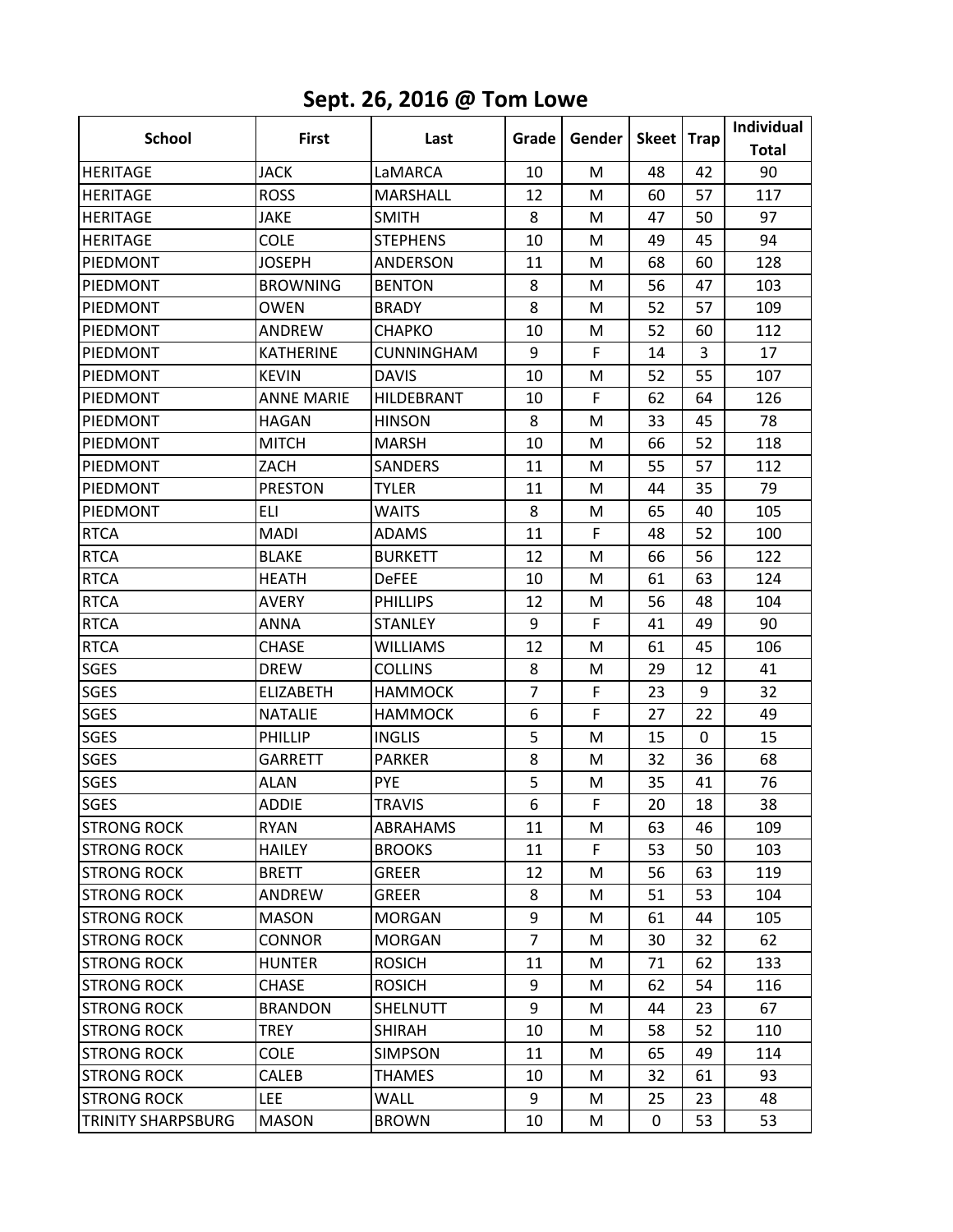# Sept. 26, 2016 @ Tom Lowe

| School | First | Last | Grade | Gender | Skeet | Trap | Individual Total |
|---|---|---|---|---|---|---|---|
| HERITAGE | JACK | LaMARCA | 10 | M | 48 | 42 | 90 |
| HERITAGE | ROSS | MARSHALL | 12 | M | 60 | 57 | 117 |
| HERITAGE | JAKE | SMITH | 8 | M | 47 | 50 | 97 |
| HERITAGE | COLE | STEPHENS | 10 | M | 49 | 45 | 94 |
| PIEDMONT | JOSEPH | ANDERSON | 11 | M | 68 | 60 | 128 |
| PIEDMONT | BROWNING | BENTON | 8 | M | 56 | 47 | 103 |
| PIEDMONT | OWEN | BRADY | 8 | M | 52 | 57 | 109 |
| PIEDMONT | ANDREW | CHAPKO | 10 | M | 52 | 60 | 112 |
| PIEDMONT | KATHERINE | CUNNINGHAM | 9 | F | 14 | 3 | 17 |
| PIEDMONT | KEVIN | DAVIS | 10 | M | 52 | 55 | 107 |
| PIEDMONT | ANNE MARIE | HILDEBRANT | 10 | F | 62 | 64 | 126 |
| PIEDMONT | HAGAN | HINSON | 8 | M | 33 | 45 | 78 |
| PIEDMONT | MITCH | MARSH | 10 | M | 66 | 52 | 118 |
| PIEDMONT | ZACH | SANDERS | 11 | M | 55 | 57 | 112 |
| PIEDMONT | PRESTON | TYLER | 11 | M | 44 | 35 | 79 |
| PIEDMONT | ELI | WAITS | 8 | M | 65 | 40 | 105 |
| RTCA | MADI | ADAMS | 11 | F | 48 | 52 | 100 |
| RTCA | BLAKE | BURKETT | 12 | M | 66 | 56 | 122 |
| RTCA | HEATH | DeFEE | 10 | M | 61 | 63 | 124 |
| RTCA | AVERY | PHILLIPS | 12 | M | 56 | 48 | 104 |
| RTCA | ANNA | STANLEY | 9 | F | 41 | 49 | 90 |
| RTCA | CHASE | WILLIAMS | 12 | M | 61 | 45 | 106 |
| SGES | DREW | COLLINS | 8 | M | 29 | 12 | 41 |
| SGES | ELIZABETH | HAMMOCK | 7 | F | 23 | 9 | 32 |
| SGES | NATALIE | HAMMOCK | 6 | F | 27 | 22 | 49 |
| SGES | PHILLIP | INGLIS | 5 | M | 15 | 0 | 15 |
| SGES | GARRETT | PARKER | 8 | M | 32 | 36 | 68 |
| SGES | ALAN | PYE | 5 | M | 35 | 41 | 76 |
| SGES | ADDIE | TRAVIS | 6 | F | 20 | 18 | 38 |
| STRONG ROCK | RYAN | ABRAHAMS | 11 | M | 63 | 46 | 109 |
| STRONG ROCK | HAILEY | BROOKS | 11 | F | 53 | 50 | 103 |
| STRONG ROCK | BRETT | GREER | 12 | M | 56 | 63 | 119 |
| STRONG ROCK | ANDREW | GREER | 8 | M | 51 | 53 | 104 |
| STRONG ROCK | MASON | MORGAN | 9 | M | 61 | 44 | 105 |
| STRONG ROCK | CONNOR | MORGAN | 7 | M | 30 | 32 | 62 |
| STRONG ROCK | HUNTER | ROSICH | 11 | M | 71 | 62 | 133 |
| STRONG ROCK | CHASE | ROSICH | 9 | M | 62 | 54 | 116 |
| STRONG ROCK | BRANDON | SHELNUTT | 9 | M | 44 | 23 | 67 |
| STRONG ROCK | TREY | SHIRAH | 10 | M | 58 | 52 | 110 |
| STRONG ROCK | COLE | SIMPSON | 11 | M | 65 | 49 | 114 |
| STRONG ROCK | CALEB | THAMES | 10 | M | 32 | 61 | 93 |
| STRONG ROCK | LEE | WALL | 9 | M | 25 | 23 | 48 |
| TRINITY SHARPSBURG | MASON | BROWN | 10 | M | 0 | 53 | 53 |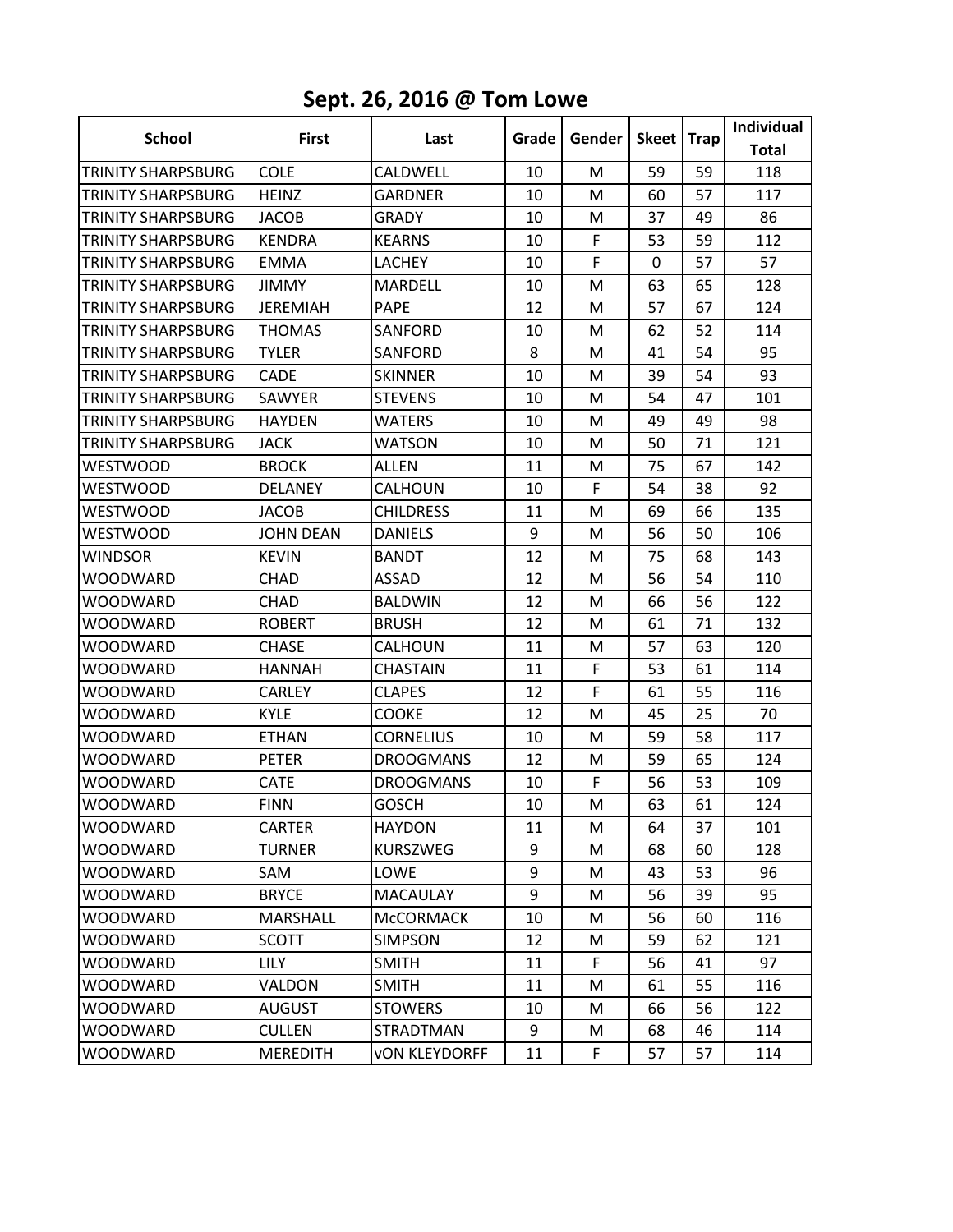# Sept. 26, 2016 @ Tom Lowe

| School | First | Last | Grade | Gender | Skeet | Trap | Individual Total |
|---|---|---|---|---|---|---|---|
| TRINITY SHARPSBURG | COLE | CALDWELL | 10 | M | 59 | 59 | 118 |
| TRINITY SHARPSBURG | HEINZ | GARDNER | 10 | M | 60 | 57 | 117 |
| TRINITY SHARPSBURG | JACOB | GRADY | 10 | M | 37 | 49 | 86 |
| TRINITY SHARPSBURG | KENDRA | KEARNS | 10 | F | 53 | 59 | 112 |
| TRINITY SHARPSBURG | EMMA | LACHEY | 10 | F | 0 | 57 | 57 |
| TRINITY SHARPSBURG | JIMMY | MARDELL | 10 | M | 63 | 65 | 128 |
| TRINITY SHARPSBURG | JEREMIAH | PAPE | 12 | M | 57 | 67 | 124 |
| TRINITY SHARPSBURG | THOMAS | SANFORD | 10 | M | 62 | 52 | 114 |
| TRINITY SHARPSBURG | TYLER | SANFORD | 8 | M | 41 | 54 | 95 |
| TRINITY SHARPSBURG | CADE | SKINNER | 10 | M | 39 | 54 | 93 |
| TRINITY SHARPSBURG | SAWYER | STEVENS | 10 | M | 54 | 47 | 101 |
| TRINITY SHARPSBURG | HAYDEN | WATERS | 10 | M | 49 | 49 | 98 |
| TRINITY SHARPSBURG | JACK | WATSON | 10 | M | 50 | 71 | 121 |
| WESTWOOD | BROCK | ALLEN | 11 | M | 75 | 67 | 142 |
| WESTWOOD | DELANEY | CALHOUN | 10 | F | 54 | 38 | 92 |
| WESTWOOD | JACOB | CHILDRESS | 11 | M | 69 | 66 | 135 |
| WESTWOOD | JOHN DEAN | DANIELS | 9 | M | 56 | 50 | 106 |
| WINDSOR | KEVIN | BANDT | 12 | M | 75 | 68 | 143 |
| WOODWARD | CHAD | ASSAD | 12 | M | 56 | 54 | 110 |
| WOODWARD | CHAD | BALDWIN | 12 | M | 66 | 56 | 122 |
| WOODWARD | ROBERT | BRUSH | 12 | M | 61 | 71 | 132 |
| WOODWARD | CHASE | CALHOUN | 11 | M | 57 | 63 | 120 |
| WOODWARD | HANNAH | CHASTAIN | 11 | F | 53 | 61 | 114 |
| WOODWARD | CARLEY | CLAPES | 12 | F | 61 | 55 | 116 |
| WOODWARD | KYLE | COOKE | 12 | M | 45 | 25 | 70 |
| WOODWARD | ETHAN | CORNELIUS | 10 | M | 59 | 58 | 117 |
| WOODWARD | PETER | DROOGMANS | 12 | M | 59 | 65 | 124 |
| WOODWARD | CATE | DROOGMANS | 10 | F | 56 | 53 | 109 |
| WOODWARD | FINN | GOSCH | 10 | M | 63 | 61 | 124 |
| WOODWARD | CARTER | HAYDON | 11 | M | 64 | 37 | 101 |
| WOODWARD | TURNER | KURSZWEG | 9 | M | 68 | 60 | 128 |
| WOODWARD | SAM | LOWE | 9 | M | 43 | 53 | 96 |
| WOODWARD | BRYCE | MACAULAY | 9 | M | 56 | 39 | 95 |
| WOODWARD | MARSHALL | McCORMACK | 10 | M | 56 | 60 | 116 |
| WOODWARD | SCOTT | SIMPSON | 12 | M | 59 | 62 | 121 |
| WOODWARD | LILY | SMITH | 11 | F | 56 | 41 | 97 |
| WOODWARD | VALDON | SMITH | 11 | M | 61 | 55 | 116 |
| WOODWARD | AUGUST | STOWERS | 10 | M | 66 | 56 | 122 |
| WOODWARD | CULLEN | STRADTMAN | 9 | M | 68 | 46 | 114 |
| WOODWARD | MEREDITH | vON KLEYDORFF | 11 | F | 57 | 57 | 114 |